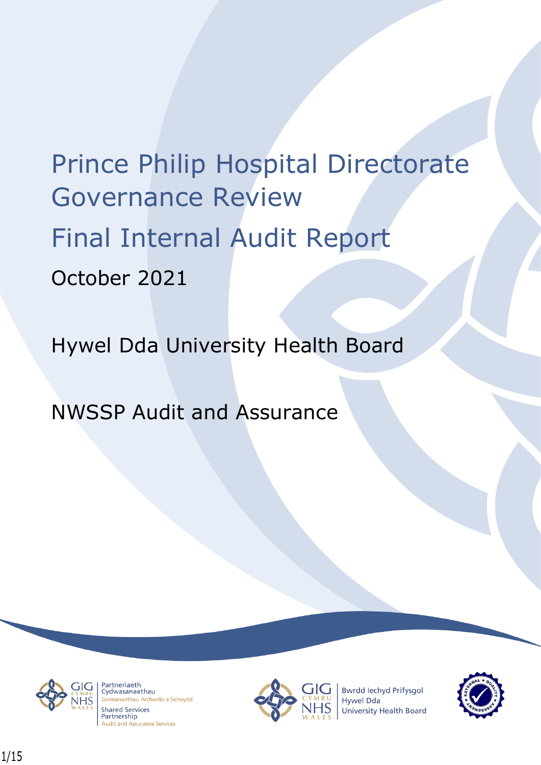# Prince Philip Hospital Directorate Governance Review

# Final Internal Audit Report

October 2021

Hywel Dda University Health Board

NWSSP Audit and Assurance

Partneriaeth Cydwasanaethau
Gwasanaethau Archwilio a Sicrwydd
Shared Services Partnership
Audit and Assurance Services

Bwrdd Iechyd Prifysgol Hywel Dda
University Health Board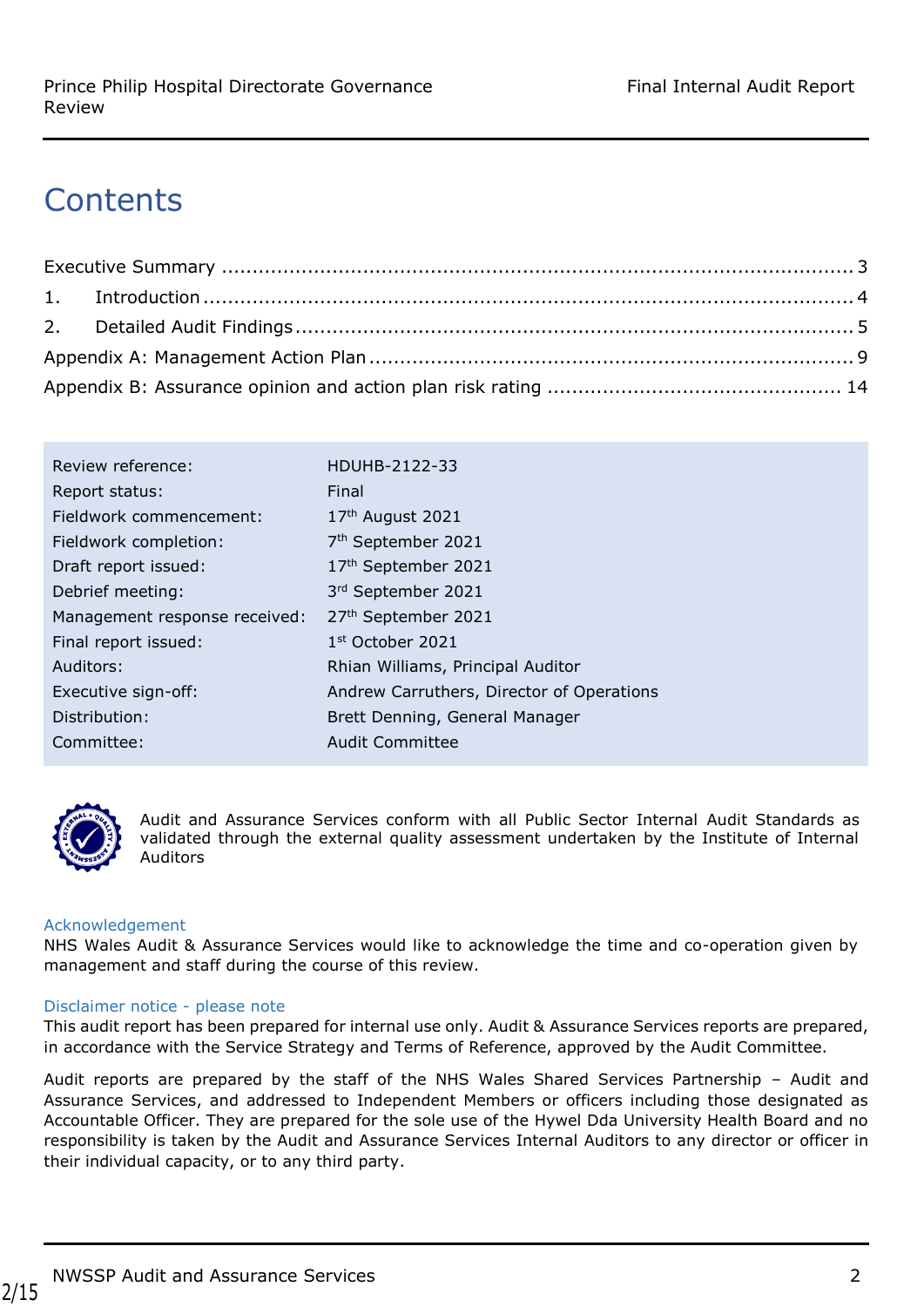# Contents

Executive Summary ..... 3

1. Introduction ..... 4
2. Detailed Audit Findings ..... 5

Appendix A: Management Action Plan ..... 9

Appendix B: Assurance opinion and action plan risk rating ..... 14

| | |
|---|---|
| Review reference: | HDUHB-2122-33 |
| Report status: | Final |
| Fieldwork commencement: | 17th August 2021 |
| Fieldwork completion: | 7th September 2021 |
| Draft report issued: | 17th September 2021 |
| Debrief meeting: | 3rd September 2021 |
| Management response received: | 27th September 2021 |
| Final report issued: | 1st October 2021 |
| Auditors: | Rhian Williams, Principal Auditor |
| Executive sign-off: | Andrew Carruthers, Director of Operations |
| Distribution: | Brett Denning, General Manager |
| Committee: | Audit Committee |

Audit and Assurance Services conform with all Public Sector Internal Audit Standards as validated through the external quality assessment undertaken by the Institute of Internal Auditors

### Acknowledgement

NHS Wales Audit & Assurance Services would like to acknowledge the time and co-operation given by management and staff during the course of this review.

### Disclaimer notice - please note

This audit report has been prepared for internal use only. Audit & Assurance Services reports are prepared, in accordance with the Service Strategy and Terms of Reference, approved by the Audit Committee.

Audit reports are prepared by the staff of the NHS Wales Shared Services Partnership – Audit and Assurance Services, and addressed to Independent Members or officers including those designated as Accountable Officer. They are prepared for the sole use of the Hywel Dda University Health Board and no responsibility is taken by the Audit and Assurance Services Internal Auditors to any director or officer in their individual capacity, or to any third party.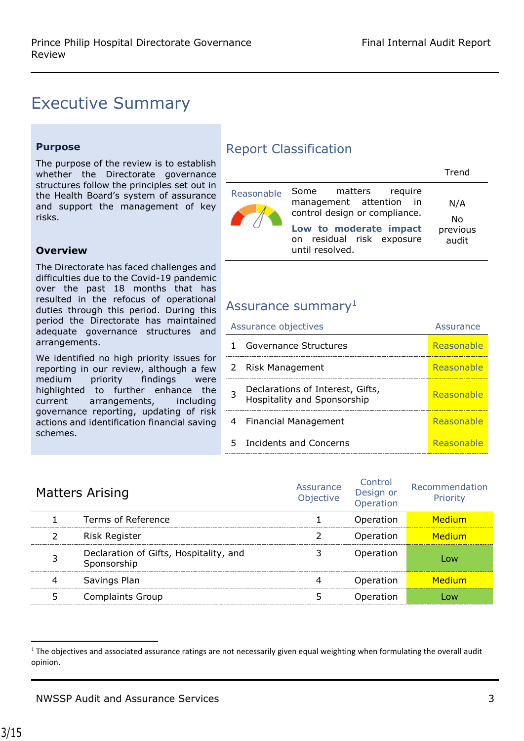# Executive Summary

### Purpose

The purpose of the review is to establish whether the Directorate governance structures follow the principles set out in the Health Board's system of assurance and support the management of key risks.

### Overview

The Directorate has faced challenges and difficulties due to the Covid-19 pandemic over the past 18 months that has resulted in the refocus of operational duties through this period. During this period the Directorate has maintained adequate governance structures and arrangements.

We identified no high priority issues for reporting in our review, although a few medium priority findings were highlighted to further enhance the current arrangements, including governance reporting, updating of risk actions and identification financial saving schemes.

## Report Classification

| | | Trend |
|---|---|---|
| Reasonable | Some matters require management attention in control design or compliance. **Low to moderate impact** on residual risk exposure until resolved. | N/A<br>No previous audit |

## Assurance summary[1]

| | Assurance objectives | Assurance |
|---|---|---|
| 1 | Governance Structures | Reasonable |
| 2 | Risk Management | Reasonable |
| 3 | Declarations of Interest, Gifts, Hospitality and Sponsorship | Reasonable |
| 4 | Financial Management | Reasonable |
| 5 | Incidents and Concerns | Reasonable |

## Matters Arising

| | Matters Arising | Assurance Objective | Control Design or Operation | Recommendation Priority |
|---|---|---|---|---|
| 1 | Terms of Reference | 1 | Operation | Medium |
| 2 | Risk Register | 2 | Operation | Medium |
| 3 | Declaration of Gifts, Hospitality, and Sponsorship | 3 | Operation | Low |
| 4 | Savings Plan | 4 | Operation | Medium |
| 5 | Complaints Group | 5 | Operation | Low |

[1] The objectives and associated assurance ratings are not necessarily given equal weighting when formulating the overall audit opinion.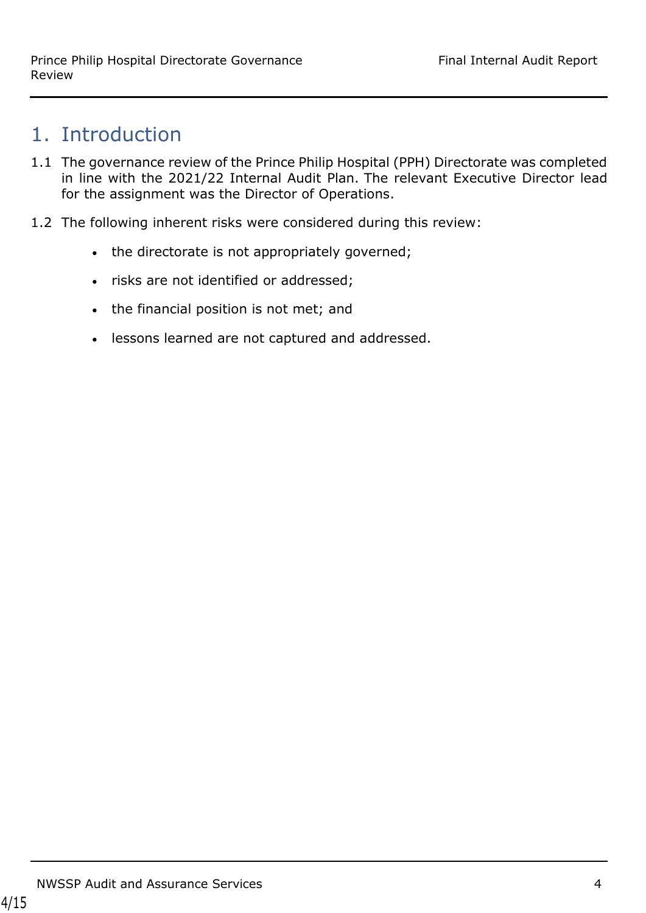# 1. Introduction

1.1 The governance review of the Prince Philip Hospital (PPH) Directorate was completed in line with the 2021/22 Internal Audit Plan. The relevant Executive Director lead for the assignment was the Director of Operations.

1.2 The following inherent risks were considered during this review:

- the directorate is not appropriately governed;
- risks are not identified or addressed;
- the financial position is not met; and
- lessons learned are not captured and addressed.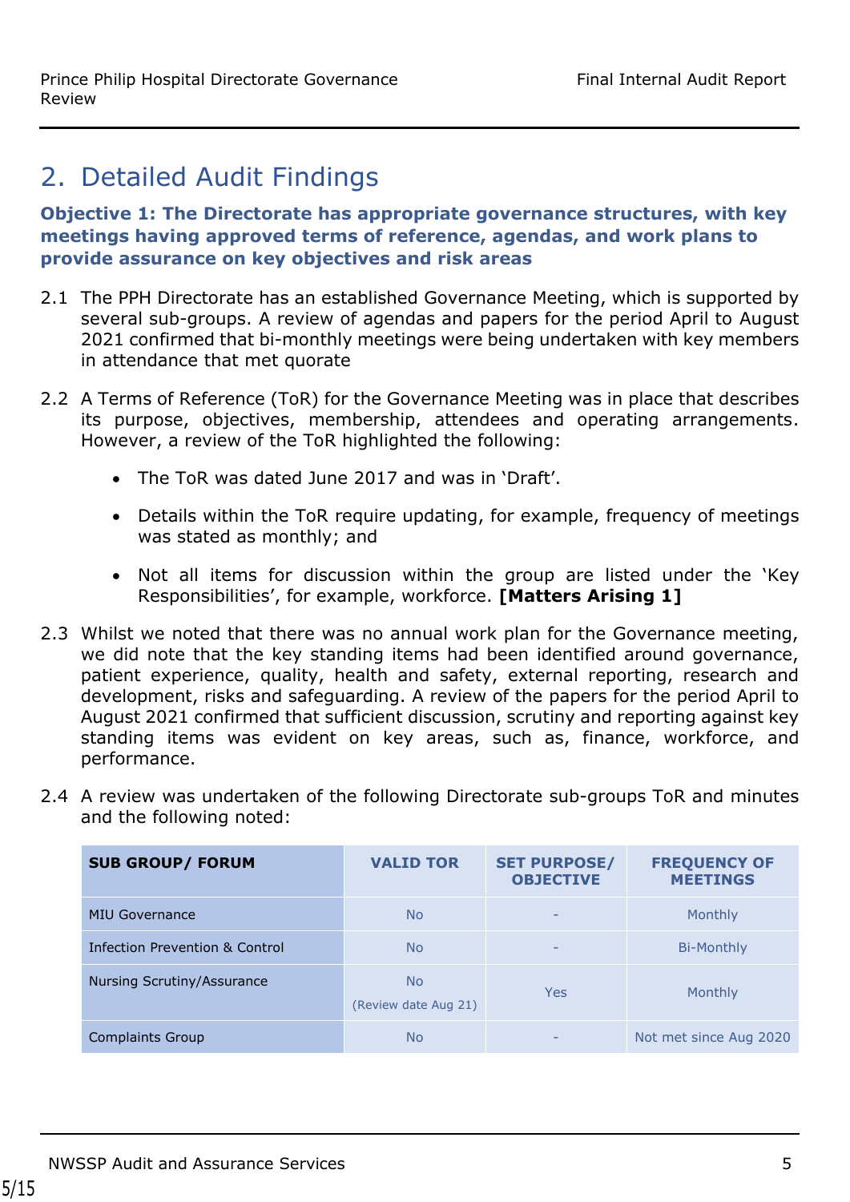## 2. Detailed Audit Findings

**Objective 1: The Directorate has appropriate governance structures, with key meetings having approved terms of reference, agendas, and work plans to provide assurance on key objectives and risk areas**

2.1 The PPH Directorate has an established Governance Meeting, which is supported by several sub-groups. A review of agendas and papers for the period April to August 2021 confirmed that bi-monthly meetings were being undertaken with key members in attendance that met quorate

2.2 A Terms of Reference (ToR) for the Governance Meeting was in place that describes its purpose, objectives, membership, attendees and operating arrangements. However, a review of the ToR highlighted the following:

- The ToR was dated June 2017 and was in 'Draft'.
- Details within the ToR require updating, for example, frequency of meetings was stated as monthly; and
- Not all items for discussion within the group are listed under the 'Key Responsibilities', for example, workforce. **[Matters Arising 1]**

2.3 Whilst we noted that there was no annual work plan for the Governance meeting, we did note that the key standing items had been identified around governance, patient experience, quality, health and safety, external reporting, research and development, risks and safeguarding. A review of the papers for the period April to August 2021 confirmed that sufficient discussion, scrutiny and reporting against key standing items was evident on key areas, such as, finance, workforce, and performance.

2.4 A review was undertaken of the following Directorate sub-groups ToR and minutes and the following noted:

| SUB GROUP/ FORUM | VALID TOR | SET PURPOSE/ OBJECTIVE | FREQUENCY OF MEETINGS |
|---|---|---|---|
| MIU Governance | No | - | Monthly |
| Infection Prevention & Control | No | - | Bi-Monthly |
| Nursing Scrutiny/Assurance | No (Review date Aug 21) | Yes | Monthly |
| Complaints Group | No | - | Not met since Aug 2020 |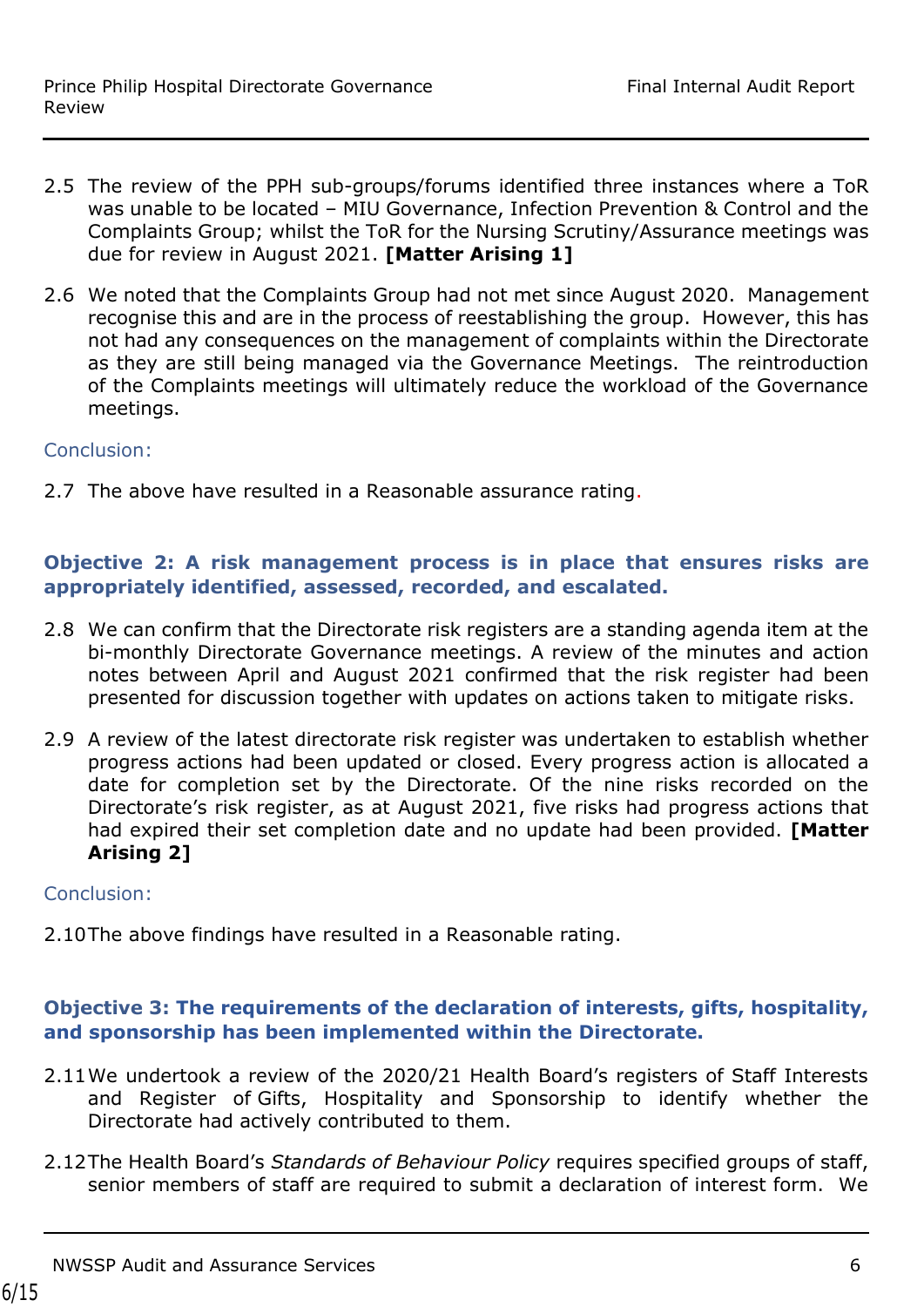2.5 The review of the PPH sub-groups/forums identified three instances where a ToR was unable to be located – MIU Governance, Infection Prevention & Control and the Complaints Group; whilst the ToR for the Nursing Scrutiny/Assurance meetings was due for review in August 2021. **[Matter Arising 1]**

2.6 We noted that the Complaints Group had not met since August 2020. Management recognise this and are in the process of reestablishing the group. However, this has not had any consequences on the management of complaints within the Directorate as they are still being managed via the Governance Meetings. The reintroduction of the Complaints meetings will ultimately reduce the workload of the Governance meetings.

Conclusion:

2.7 The above have resulted in a Reasonable assurance rating.

### Objective 2: A risk management process is in place that ensures risks are appropriately identified, assessed, recorded, and escalated.

2.8 We can confirm that the Directorate risk registers are a standing agenda item at the bi-monthly Directorate Governance meetings. A review of the minutes and action notes between April and August 2021 confirmed that the risk register had been presented for discussion together with updates on actions taken to mitigate risks.

2.9 A review of the latest directorate risk register was undertaken to establish whether progress actions had been updated or closed. Every progress action is allocated a date for completion set by the Directorate. Of the nine risks recorded on the Directorate's risk register, as at August 2021, five risks had progress actions that had expired their set completion date and no update had been provided. **[Matter Arising 2]**

Conclusion:

2.10 The above findings have resulted in a Reasonable rating.

### Objective 3: The requirements of the declaration of interests, gifts, hospitality, and sponsorship has been implemented within the Directorate.

2.11 We undertook a review of the 2020/21 Health Board's registers of Staff Interests and Register of Gifts, Hospitality and Sponsorship to identify whether the Directorate had actively contributed to them.

2.12 The Health Board's *Standards of Behaviour Policy* requires specified groups of staff, senior members of staff are required to submit a declaration of interest form. We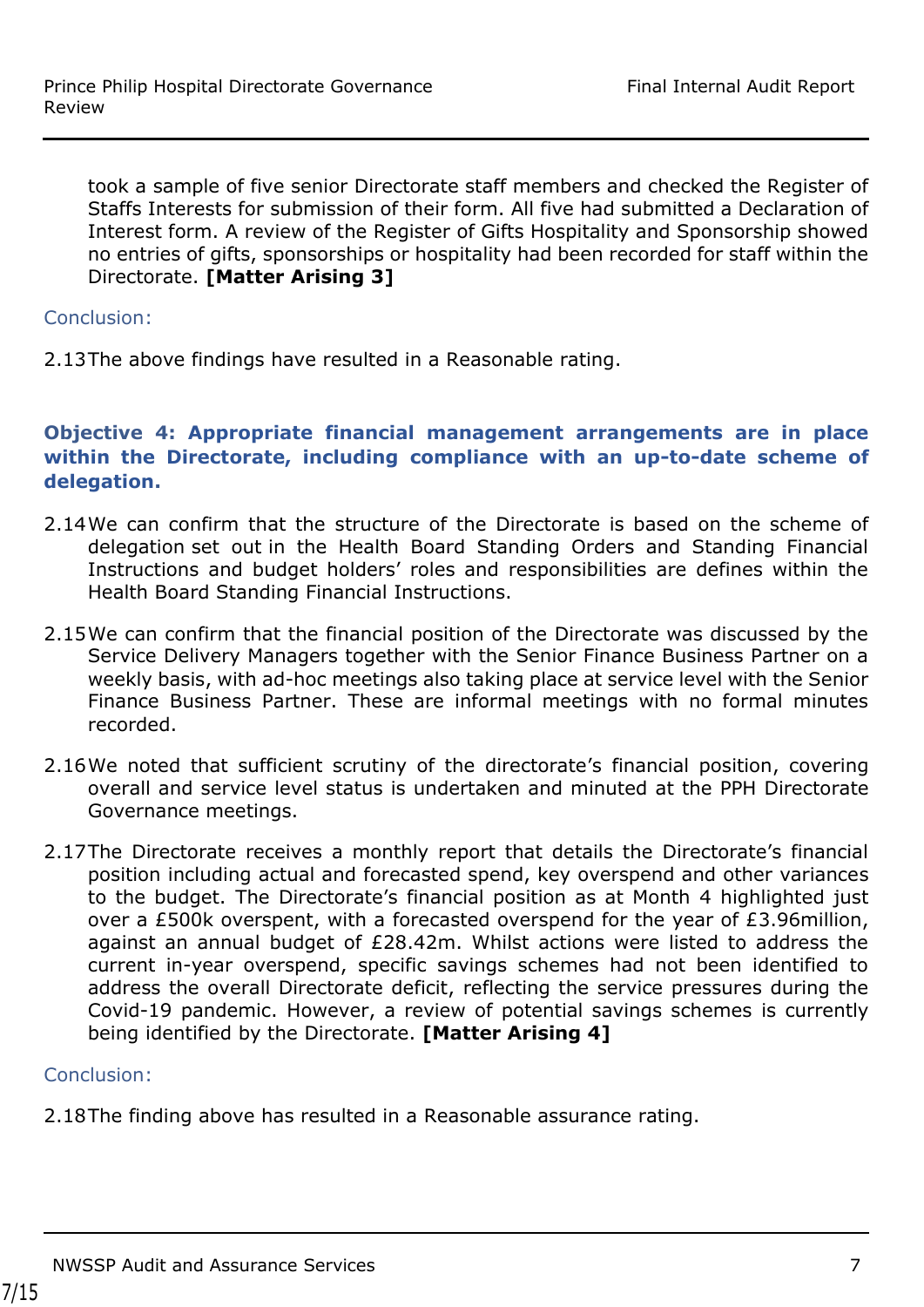took a sample of five senior Directorate staff members and checked the Register of Staffs Interests for submission of their form. All five had submitted a Declaration of Interest form. A review of the Register of Gifts Hospitality and Sponsorship showed no entries of gifts, sponsorships or hospitality had been recorded for staff within the Directorate. **[Matter Arising 3]**

Conclusion:

2.13 The above findings have resulted in a Reasonable rating.

**Objective 4: Appropriate financial management arrangements are in place within the Directorate, including compliance with an up-to-date scheme of delegation.**

2.14 We can confirm that the structure of the Directorate is based on the scheme of delegation set out in the Health Board Standing Orders and Standing Financial Instructions and budget holders' roles and responsibilities are defines within the Health Board Standing Financial Instructions.

2.15 We can confirm that the financial position of the Directorate was discussed by the Service Delivery Managers together with the Senior Finance Business Partner on a weekly basis, with ad-hoc meetings also taking place at service level with the Senior Finance Business Partner. These are informal meetings with no formal minutes recorded.

2.16 We noted that sufficient scrutiny of the directorate's financial position, covering overall and service level status is undertaken and minuted at the PPH Directorate Governance meetings.

2.17 The Directorate receives a monthly report that details the Directorate's financial position including actual and forecasted spend, key overspend and other variances to the budget. The Directorate's financial position as at Month 4 highlighted just over a £500k overspent, with a forecasted overspend for the year of £3.96million, against an annual budget of £28.42m. Whilst actions were listed to address the current in-year overspend, specific savings schemes had not been identified to address the overall Directorate deficit, reflecting the service pressures during the Covid-19 pandemic. However, a review of potential savings schemes is currently being identified by the Directorate. **[Matter Arising 4]**

Conclusion:

2.18 The finding above has resulted in a Reasonable assurance rating.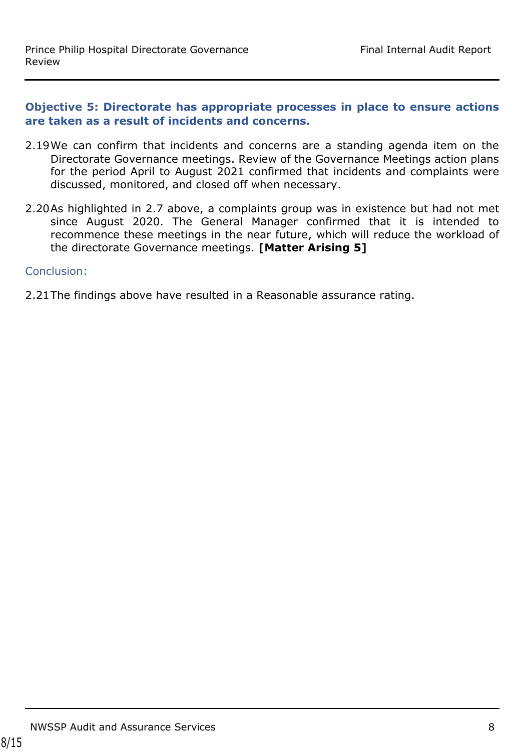### Objective 5: Directorate has appropriate processes in place to ensure actions are taken as a result of incidents and concerns.

2.19 We can confirm that incidents and concerns are a standing agenda item on the Directorate Governance meetings. Review of the Governance Meetings action plans for the period April to August 2021 confirmed that incidents and complaints were discussed, monitored, and closed off when necessary.

2.20 As highlighted in 2.7 above, a complaints group was in existence but had not met since August 2020. The General Manager confirmed that it is intended to recommence these meetings in the near future, which will reduce the workload of the directorate Governance meetings. **[Matter Arising 5]**

Conclusion:

2.21 The findings above have resulted in a Reasonable assurance rating.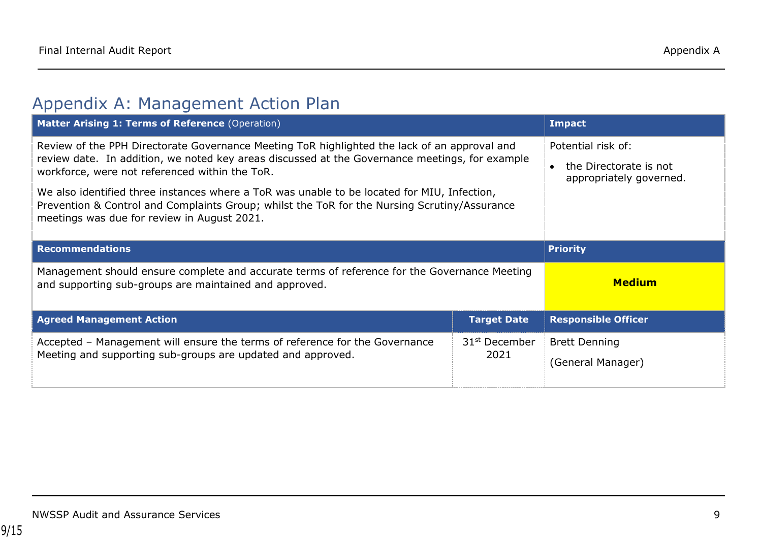# Appendix A: Management Action Plan

| **Matter Arising 1: Terms of Reference** (Operation) | | **Impact** |
|---|---|---|
| Review of the PPH Directorate Governance Meeting ToR highlighted the lack of an approval and review date. In addition, we noted key areas discussed at the Governance meetings, for example workforce, were not referenced within the ToR.<br><br>We also identified three instances where a ToR was unable to be located for MIU, Infection, Prevention & Control and Complaints Group; whilst the ToR for the Nursing Scrutiny/Assurance meetings was due for review in August 2021. | | Potential risk of:<br><br>• the Directorate is not appropriately governed. |
| **Recommendations** | | **Priority** |
| Management should ensure complete and accurate terms of reference for the Governance Meeting and supporting sub-groups are maintained and approved. | | **Medium** |
| **Agreed Management Action** | **Target Date** | **Responsible Officer** |
| Accepted – Management will ensure the terms of reference for the Governance Meeting and supporting sub-groups are updated and approved. | 31st December 2021 | Brett Denning<br><br>(General Manager) |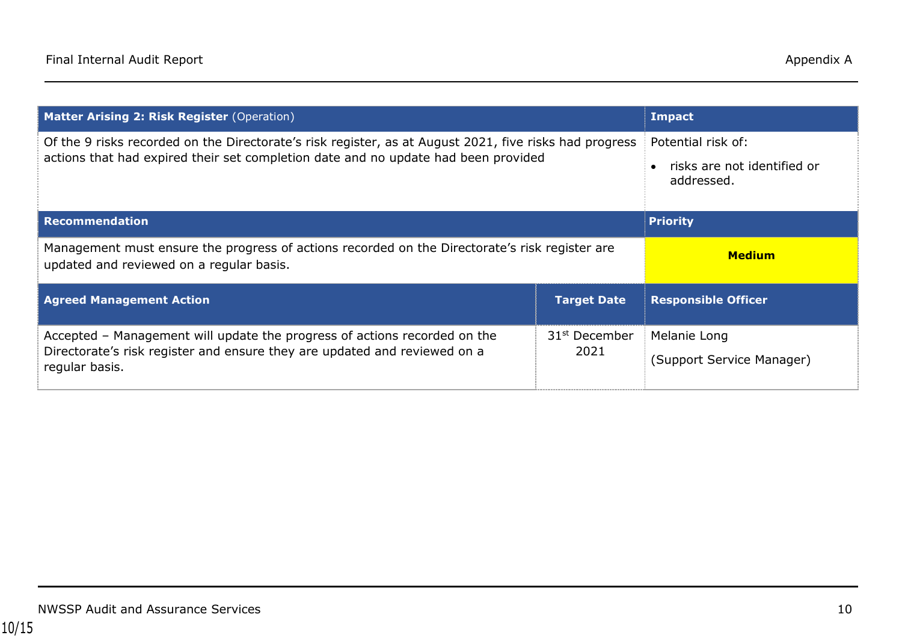| **Matter Arising 2: Risk Register** (Operation) | | **Impact** |
| --- | --- | --- |
| Of the 9 risks recorded on the Directorate's risk register, as at August 2021, five risks had progress actions that had expired their set completion date and no update had been provided | | Potential risk of:<br>• risks are not identified or addressed. |
| **Recommendation** | | **Priority** |
| Management must ensure the progress of actions recorded on the Directorate's risk register are updated and reviewed on a regular basis. | | **Medium** |
| **Agreed Management Action** | **Target Date** | **Responsible Officer** |
| Accepted – Management will update the progress of actions recorded on the Directorate's risk register and ensure they are updated and reviewed on a regular basis. | 31st December 2021 | Melanie Long<br>(Support Service Manager) |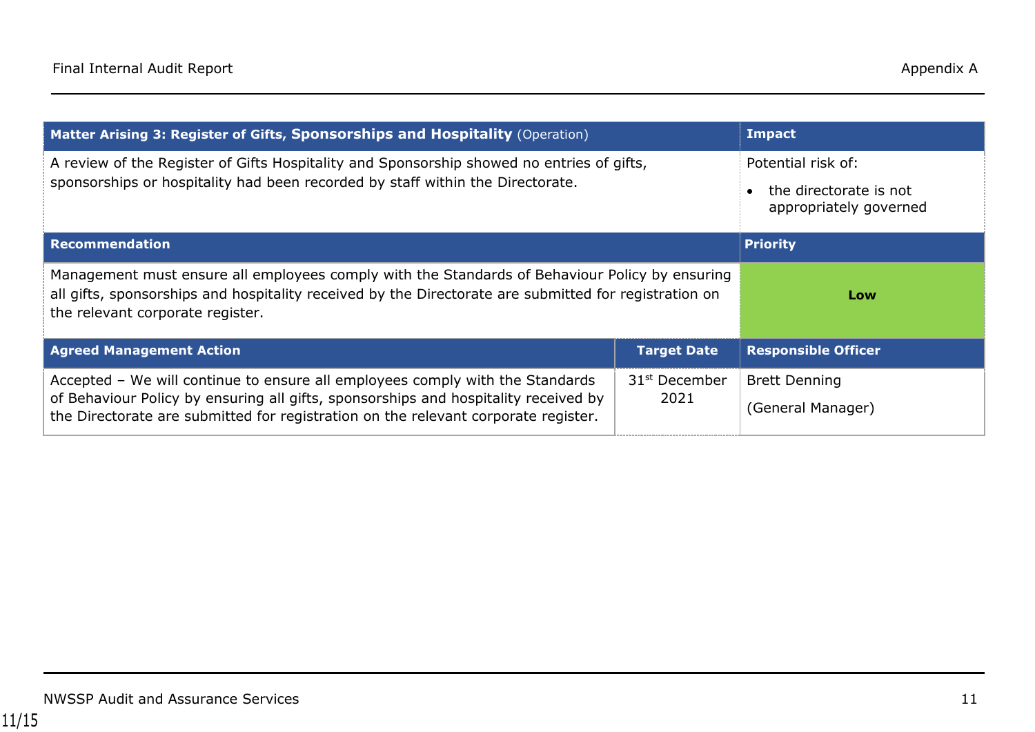| **Matter Arising 3: Register of Gifts, Sponsorships and Hospitality** (Operation) | | **Impact** |
|---|---|---|
| A review of the Register of Gifts Hospitality and Sponsorship showed no entries of gifts, sponsorships or hospitality had been recorded by staff within the Directorate. | | Potential risk of:<br>• the directorate is not appropriately governed |
| **Recommendation** | | **Priority** |
| Management must ensure all employees comply with the Standards of Behaviour Policy by ensuring all gifts, sponsorships and hospitality received by the Directorate are submitted for registration on the relevant corporate register. | | **Low** |
| **Agreed Management Action** | **Target Date** | **Responsible Officer** |
| Accepted – We will continue to ensure all employees comply with the Standards of Behaviour Policy by ensuring all gifts, sponsorships and hospitality received by the Directorate are submitted for registration on the relevant corporate register. | 31st December 2021 | Brett Denning<br>(General Manager) |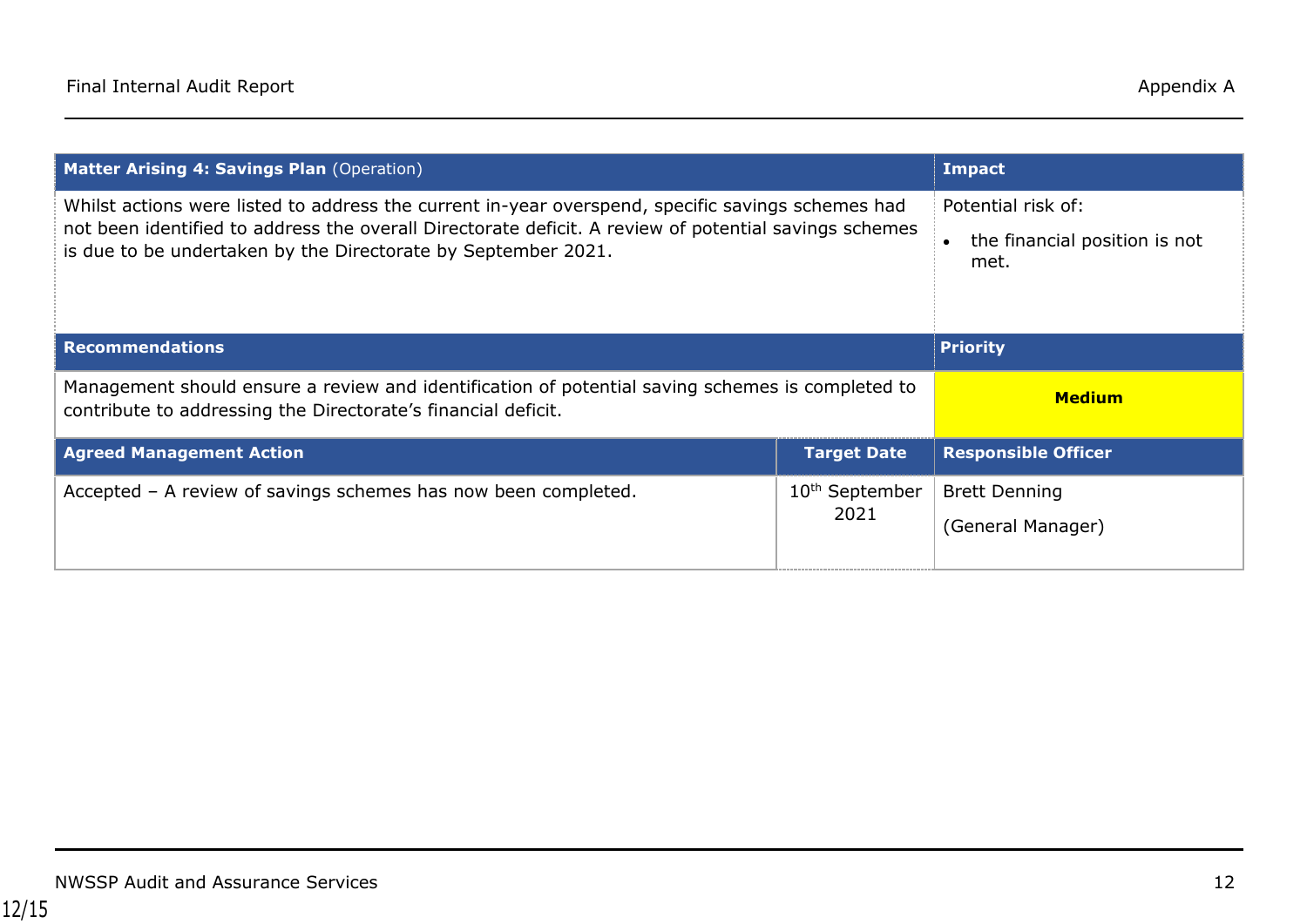| **Matter Arising 4: Savings Plan** (Operation) | | **Impact** |
|---|---|---|
| Whilst actions were listed to address the current in-year overspend, specific savings schemes had not been identified to address the overall Directorate deficit. A review of potential savings schemes is due to be undertaken by the Directorate by September 2021. | | Potential risk of:<br>• the financial position is not met. |
| **Recommendations** | | **Priority** |
| Management should ensure a review and identification of potential saving schemes is completed to contribute to addressing the Directorate's financial deficit. | | **Medium** |
| **Agreed Management Action** | **Target Date** | **Responsible Officer** |
| Accepted – A review of savings schemes has now been completed. | 10th September 2021 | Brett Denning<br>(General Manager) |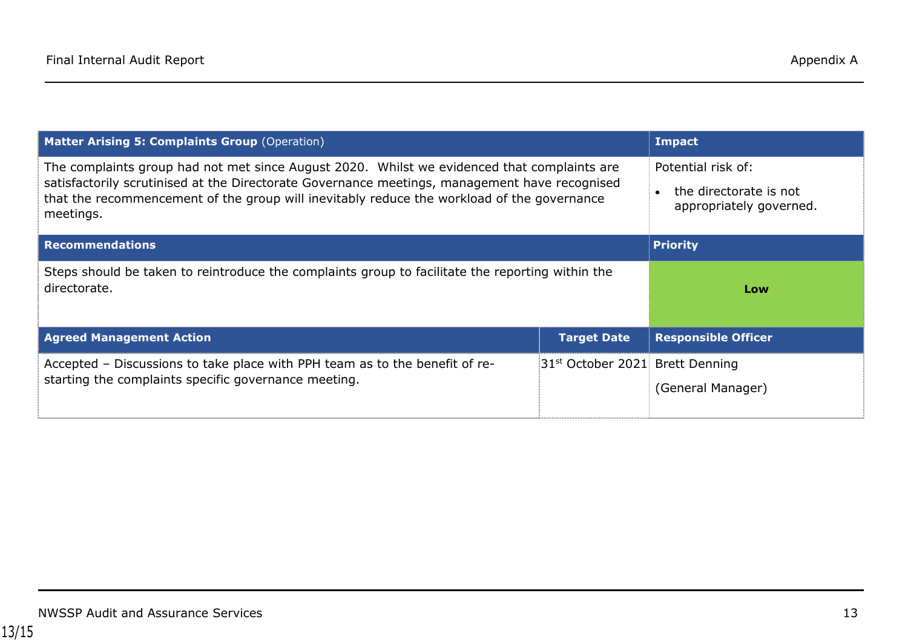| **Matter Arising 5: Complaints Group** (Operation) | | **Impact** |
|---|---|---|
| The complaints group had not met since August 2020. Whilst we evidenced that complaints are satisfactorily scrutinised at the Directorate Governance meetings, management have recognised that the recommencement of the group will inevitably reduce the workload of the governance meetings. | | Potential risk of:<br>• the directorate is not appropriately governed. |
| **Recommendations** | | **Priority** |
| Steps should be taken to reintroduce the complaints group to facilitate the reporting within the directorate. | | **Low** |
| **Agreed Management Action** | **Target Date** | **Responsible Officer** |
| Accepted – Discussions to take place with PPH team as to the benefit of re-starting the complaints specific governance meeting. | 31st October 2021 | Brett Denning<br>(General Manager) |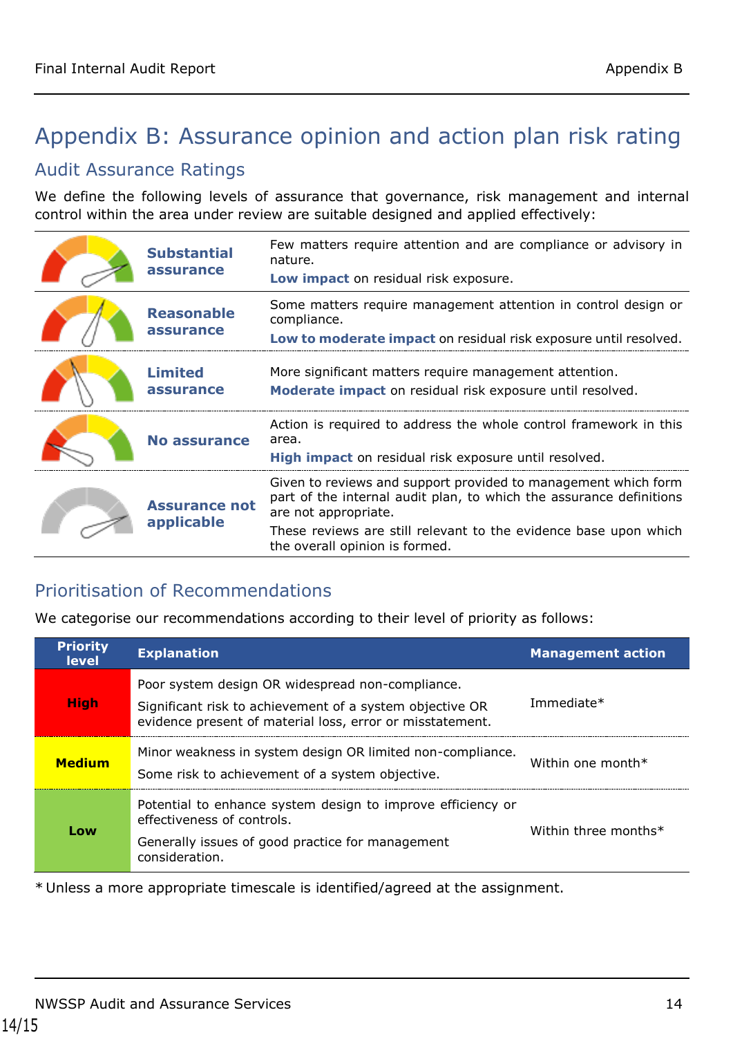# Appendix B: Assurance opinion and action plan risk rating

## Audit Assurance Ratings

We define the following levels of assurance that governance, risk management and internal control within the area under review are suitable designed and applied effectively:

| | | |
|---|---|---|
| | **Substantial assurance** | Few matters require attention and are compliance or advisory in nature.<br>**Low impact** on residual risk exposure. |
| | **Reasonable assurance** | Some matters require management attention in control design or compliance.<br>**Low to moderate impact** on residual risk exposure until resolved. |
| | **Limited assurance** | More significant matters require management attention.<br>**Moderate impact** on residual risk exposure until resolved. |
| | **No assurance** | Action is required to address the whole control framework in this area.<br>**High impact** on residual risk exposure until resolved. |
| | **Assurance not applicable** | Given to reviews and support provided to management which form part of the internal audit plan, to which the assurance definitions are not appropriate.<br>These reviews are still relevant to the evidence base upon which the overall opinion is formed. |

## Prioritisation of Recommendations

We categorise our recommendations according to their level of priority as follows:

| Priority level | Explanation | Management action |
|---|---|---|
| **High** | Poor system design OR widespread non-compliance.<br>Significant risk to achievement of a system objective OR evidence present of material loss, error or misstatement. | Immediate* |
| **Medium** | Minor weakness in system design OR limited non-compliance.<br>Some risk to achievement of a system objective. | Within one month* |
| **Low** | Potential to enhance system design to improve efficiency or effectiveness of controls.<br>Generally issues of good practice for management consideration. | Within three months* |

* Unless a more appropriate timescale is identified/agreed at the assignment.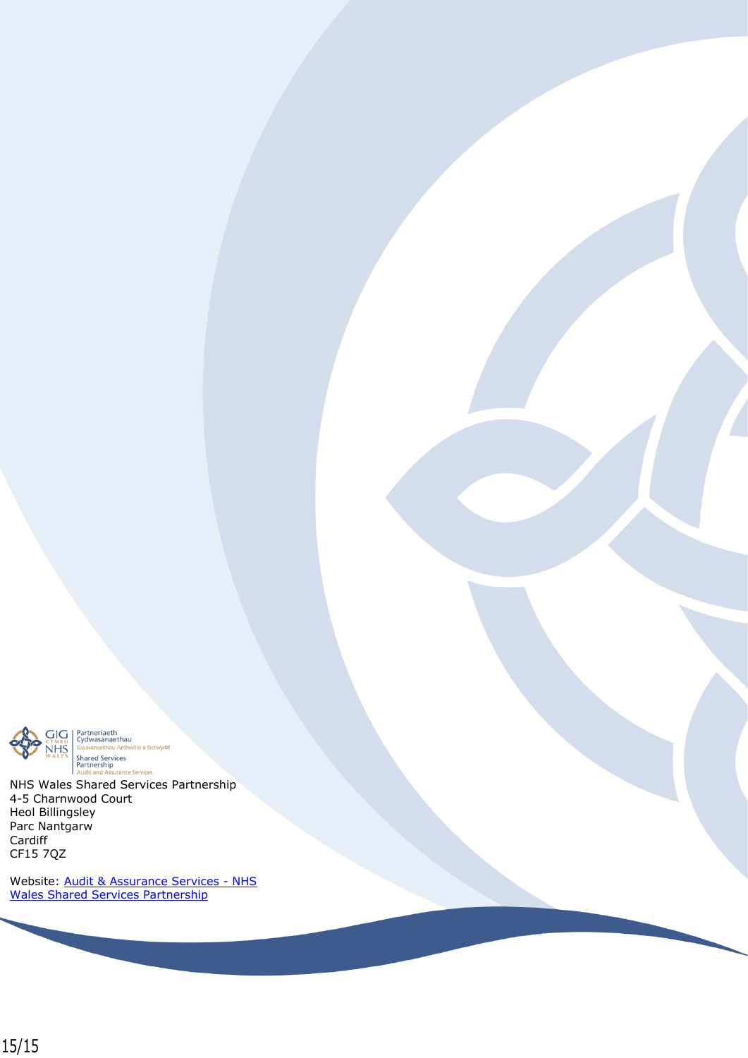GIG CYMRU NHS WALES | Partneriaeth Cydwasanaethau
Gwasanaethau Archwilio a Sicrwydd
Shared Services Partnership
Audit and Assurance Services

NHS Wales Shared Services Partnership
4-5 Charnwood Court
Heol Billingsley
Parc Nantgarw
Cardiff
CF15 7QZ

Website: [Audit & Assurance Services - NHS Wales Shared Services Partnership]